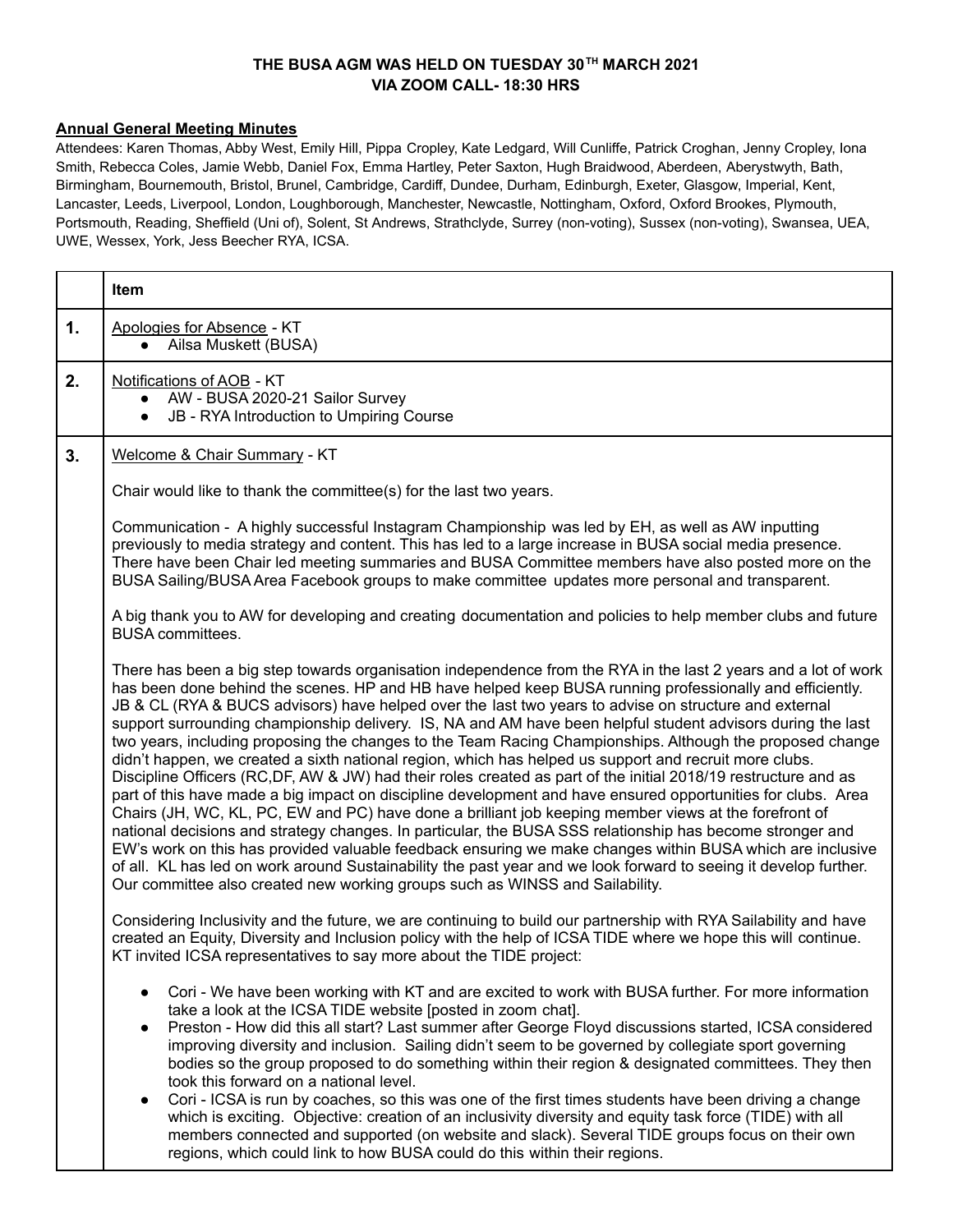**THE BUSA AGM WAS HELD ON TUESDAY 30TH MARCH 2021**
**VIA ZOOM CALL- 18:30 HRS**

**Annual General Meeting Minutes**

Attendees: Karen Thomas, Abby West, Emily Hill, Pippa Cropley, Kate Ledgard, Will Cunliffe, Patrick Croghan, Jenny Cropley, Iona Smith, Rebecca Coles, Jamie Webb, Daniel Fox, Emma Hartley, Peter Saxton, Hugh Braidwood, Aberdeen, Aberystwyth, Bath, Birmingham, Bournemouth, Bristol, Brunel, Cambridge, Cardiff, Dundee, Durham, Edinburgh, Exeter, Glasgow, Imperial, Kent, Lancaster, Leeds, Liverpool, London, Loughborough, Manchester, Newcastle, Nottingham, Oxford, Oxford Brookes, Plymouth, Portsmouth, Reading, Sheffield (Uni of), Solent, St Andrews, Strathclyde, Surrey (non-voting), Sussex (non-voting), Swansea, UEA, UWE, Wessex, York, Jess Beecher RYA, ICSA.

| | Item |
|---|---|
| **1.** | Apologies for Absence - KT<br>• Ailsa Muskett (BUSA) |
| **2.** | Notifications of AOB - KT<br>• AW - BUSA 2020-21 Sailor Survey<br>• JB - RYA Introduction to Umpiring Course |
| **3.** | Welcome & Chair Summary - KT<br><br>Chair would like to thank the committee(s) for the last two years.<br><br>Communication - A highly successful Instagram Championship was led by EH, as well as AW inputting previously to media strategy and content. This has led to a large increase in BUSA social media presence. There have been Chair led meeting summaries and BUSA Committee members have also posted more on the BUSA Sailing/BUSA Area Facebook groups to make committee updates more personal and transparent.<br><br>A big thank you to AW for developing and creating documentation and policies to help member clubs and future BUSA committees.<br><br>There has been a big step towards organisation independence from the RYA in the last 2 years and a lot of work has been done behind the scenes. HP and HB have helped keep BUSA running professionally and efficiently. JB & CL (RYA & BUCS advisors) have helped over the last two years to advise on structure and external support surrounding championship delivery. IS, NA and AM have been helpful student advisors during the last two years, including proposing the changes to the Team Racing Championships. Although the proposed change didn't happen, we created a sixth national region, which has helped us support and recruit more clubs. Discipline Officers (RC,DF, AW & JW) had their roles created as part of the initial 2018/19 restructure and as part of this have made a big impact on discipline development and have ensured opportunities for clubs. Area Chairs (JH, WC, KL, PC, EW and PC) have done a brilliant job keeping member views at the forefront of national decisions and strategy changes. In particular, the BUSA SSS relationship has become stronger and EW's work on this has provided valuable feedback ensuring we make changes within BUSA which are inclusive of all. KL has led on work around Sustainability the past year and we look forward to seeing it develop further. Our committee also created new working groups such as WINSS and Sailability.<br><br>Considering Inclusivity and the future, we are continuing to build our partnership with RYA Sailability and have created an Equity, Diversity and Inclusion policy with the help of ICSA TIDE where we hope this will continue. KT invited ICSA representatives to say more about the TIDE project:<br><br>• Cori - We have been working with KT and are excited to work with BUSA further. For more information take a look at the ICSA TIDE website [posted in zoom chat].<br>• Preston - How did this all start? Last summer after George Floyd discussions started, ICSA considered improving diversity and inclusion. Sailing didn't seem to be governed by collegiate sport governing bodies so the group proposed to do something within their region & designated committees. They then took this forward on a national level.<br>• Cori - ICSA is run by coaches, so this was one of the first times students have been driving a change which is exciting. Objective: creation of an inclusivity diversity and equity task force (TIDE) with all members connected and supported (on website and slack). Several TIDE groups focus on their own regions, which could link to how BUSA could do this within their regions. |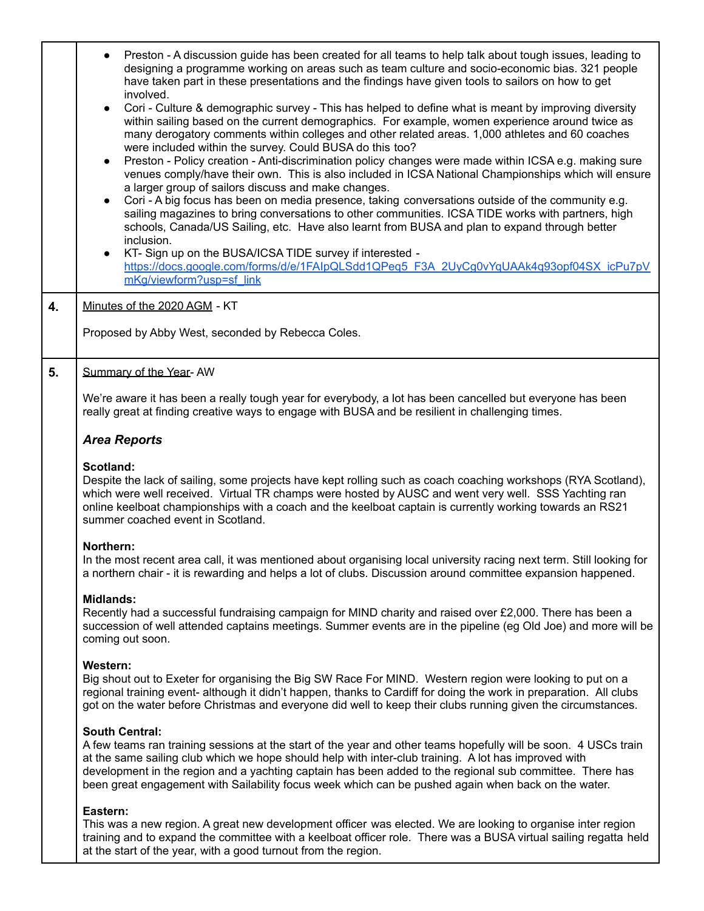| | |
|---|---|
| | • Preston - A discussion guide has been created for all teams to help talk about tough issues, leading to designing a programme working on areas such as team culture and socio-economic bias. 321 people have taken part in these presentations and the findings have given tools to sailors on how to get involved.<br>• Cori - Culture & demographic survey - This has helped to define what is meant by improving diversity within sailing based on the current demographics. For example, women experience around twice as many derogatory comments within colleges and other related areas. 1,000 athletes and 60 coaches were included within the survey. Could BUSA do this too?<br>• Preston - Policy creation - Anti-discrimination policy changes were made within ICSA e.g. making sure venues comply/have their own. This is also included in ICSA National Championships which will ensure a larger group of sailors discuss and make changes.<br>• Cori - A big focus has been on media presence, taking conversations outside of the community e.g. sailing magazines to bring conversations to other communities. ICSA TIDE works with partners, high schools, Canada/US Sailing, etc. Have also learnt from BUSA and plan to expand through better inclusion.<br>• KT- Sign up on the BUSA/ICSA TIDE survey if interested - https://docs.google.com/forms/d/e/1FAIpQLSdd1QPeq5_F3A_2UyCg0vYqUAAk4g93opf04SX_icPu7pVmKg/viewform?usp=sf_link |
| **4.** | Minutes of the 2020 AGM - KT<br><br>Proposed by Abby West, seconded by Rebecca Coles. |
| **5.** | Summary of the Year- AW<br><br>We're aware it has been a really tough year for everybody, a lot has been cancelled but everyone has been really great at finding creative ways to engage with BUSA and be resilient in challenging times.<br><br>***Area Reports***<br><br>**Scotland:**<br>Despite the lack of sailing, some projects have kept rolling such as coach coaching workshops (RYA Scotland), which were well received. Virtual TR champs were hosted by AUSC and went very well. SSS Yachting ran online keelboat championships with a coach and the keelboat captain is currently working towards an RS21 summer coached event in Scotland.<br><br>**Northern:**<br>In the most recent area call, it was mentioned about organising local university racing next term. Still looking for a northern chair - it is rewarding and helps a lot of clubs. Discussion around committee expansion happened.<br><br>**Midlands:**<br>Recently had a successful fundraising campaign for MIND charity and raised over £2,000. There has been a succession of well attended captains meetings. Summer events are in the pipeline (eg Old Joe) and more will be coming out soon.<br><br>**Western:**<br>Big shout out to Exeter for organising the Big SW Race For MIND. Western region were looking to put on a regional training event- although it didn't happen, thanks to Cardiff for doing the work in preparation. All clubs got on the water before Christmas and everyone did well to keep their clubs running given the circumstances.<br><br>**South Central:**<br>A few teams ran training sessions at the start of the year and other teams hopefully will be soon. 4 USCs train at the same sailing club which we hope should help with inter-club training. A lot has improved with development in the region and a yachting captain has been added to the regional sub committee. There has been great engagement with Sailability focus week which can be pushed again when back on the water.<br><br>**Eastern:**<br>This was a new region. A great new development officer was elected. We are looking to organise inter region training and to expand the committee with a keelboat officer role. There was a BUSA virtual sailing regatta held at the start of the year, with a good turnout from the region. |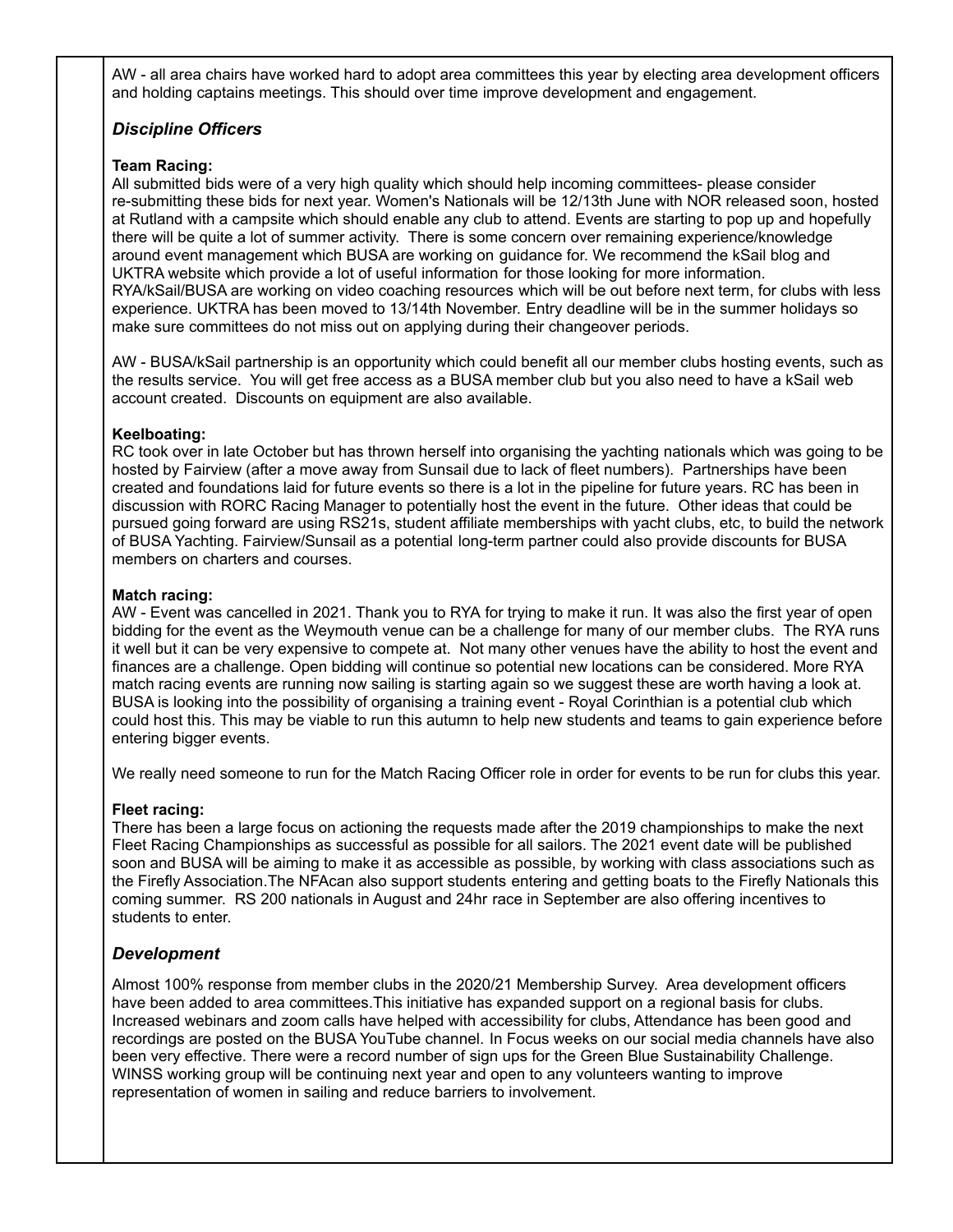AW - all area chairs have worked hard to adopt area committees this year by electing area development officers and holding captains meetings. This should over time improve development and engagement.

### *Discipline Officers*

**Team Racing:**
All submitted bids were of a very high quality which should help incoming committees- please consider re-submitting these bids for next year. Women's Nationals will be 12/13th June with NOR released soon, hosted at Rutland with a campsite which should enable any club to attend. Events are starting to pop up and hopefully there will be quite a lot of summer activity. There is some concern over remaining experience/knowledge around event management which BUSA are working on guidance for. We recommend the kSail blog and UKTRA website which provide a lot of useful information for those looking for more information.
RYA/kSail/BUSA are working on video coaching resources which will be out before next term, for clubs with less experience. UKTRA has been moved to 13/14th November. Entry deadline will be in the summer holidays so make sure committees do not miss out on applying during their changeover periods.

AW - BUSA/kSail partnership is an opportunity which could benefit all our member clubs hosting events, such as the results service. You will get free access as a BUSA member club but you also need to have a kSail web account created. Discounts on equipment are also available.

**Keelboating:**
RC took over in late October but has thrown herself into organising the yachting nationals which was going to be hosted by Fairview (after a move away from Sunsail due to lack of fleet numbers). Partnerships have been created and foundations laid for future events so there is a lot in the pipeline for future years. RC has been in discussion with RORC Racing Manager to potentially host the event in the future. Other ideas that could be pursued going forward are using RS21s, student affiliate memberships with yacht clubs, etc, to build the network of BUSA Yachting. Fairview/Sunsail as a potential long-term partner could also provide discounts for BUSA members on charters and courses.

**Match racing:**
AW - Event was cancelled in 2021. Thank you to RYA for trying to make it run. It was also the first year of open bidding for the event as the Weymouth venue can be a challenge for many of our member clubs. The RYA runs it well but it can be very expensive to compete at. Not many other venues have the ability to host the event and finances are a challenge. Open bidding will continue so potential new locations can be considered. More RYA match racing events are running now sailing is starting again so we suggest these are worth having a look at. BUSA is looking into the possibility of organising a training event - Royal Corinthian is a potential club which could host this. This may be viable to run this autumn to help new students and teams to gain experience before entering bigger events.

We really need someone to run for the Match Racing Officer role in order for events to be run for clubs this year.

**Fleet racing:**
There has been a large focus on actioning the requests made after the 2019 championships to make the next Fleet Racing Championships as successful as possible for all sailors. The 2021 event date will be published soon and BUSA will be aiming to make it as accessible as possible, by working with class associations such as the Firefly Association.The NFAcan also support students entering and getting boats to the Firefly Nationals this coming summer. RS 200 nationals in August and 24hr race in September are also offering incentives to students to enter.

### *Development*

Almost 100% response from member clubs in the 2020/21 Membership Survey. Area development officers have been added to area committees.This initiative has expanded support on a regional basis for clubs. Increased webinars and zoom calls have helped with accessibility for clubs, Attendance has been good and recordings are posted on the BUSA YouTube channel. In Focus weeks on our social media channels have also been very effective. There were a record number of sign ups for the Green Blue Sustainability Challenge. WINSS working group will be continuing next year and open to any volunteers wanting to improve representation of women in sailing and reduce barriers to involvement.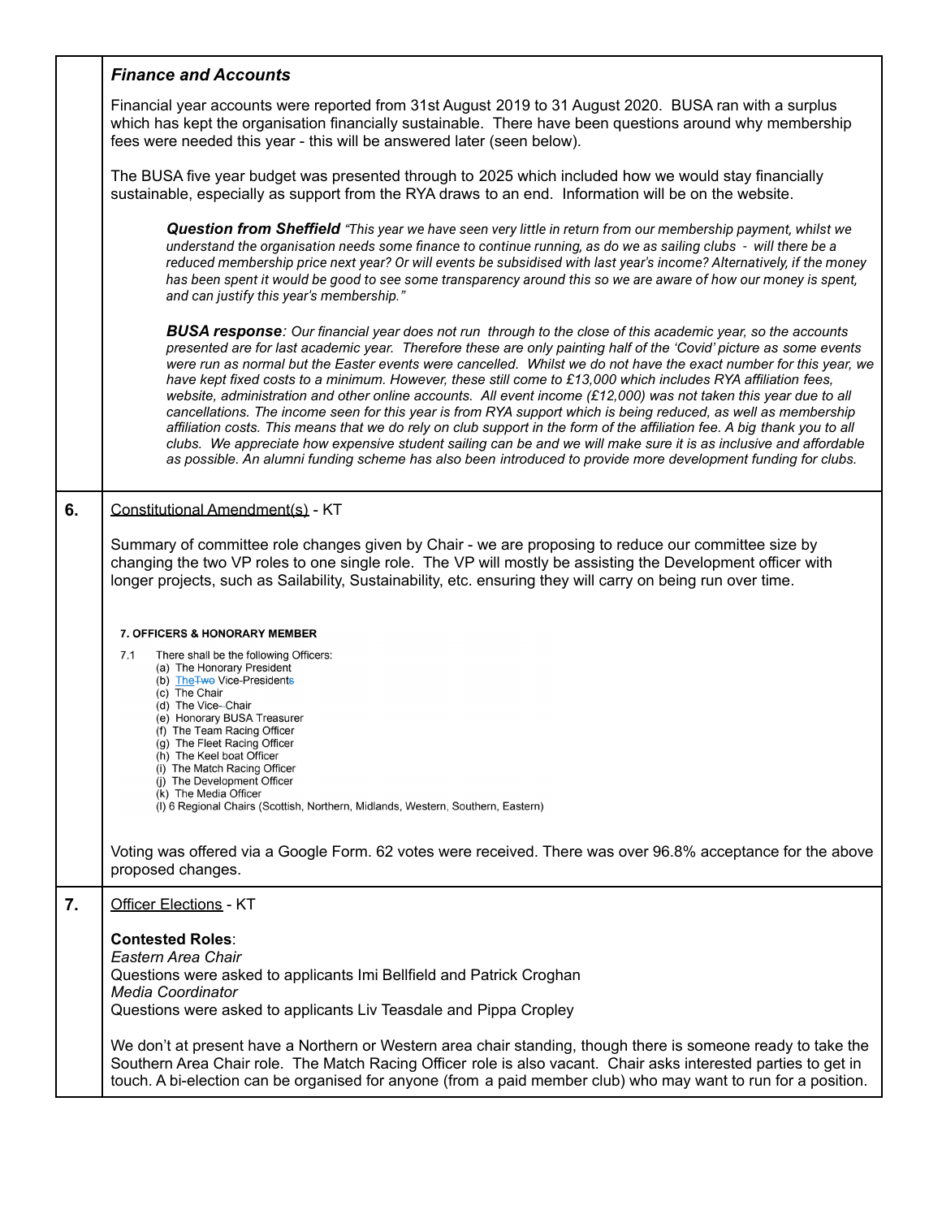| | |
|---|---|
| | ***Finance and Accounts*** <br><br> Financial year accounts were reported from 31st August 2019 to 31 August 2020. BUSA ran with a surplus which has kept the organisation financially sustainable. There have been questions around why membership fees were needed this year - this will be answered later (seen below). <br><br> The BUSA five year budget was presented through to 2025 which included how we would stay financially sustainable, especially as support from the RYA draws to an end. Information will be on the website. <br><br> ***Question from Sheffield*** *"This year we have seen very little in return from our membership payment, whilst we understand the organisation needs some finance to continue running, as do we as sailing clubs - will there be a reduced membership price next year? Or will events be subsidised with last year's income? Alternatively, if the money has been spent it would be good to see some transparency around this so we are aware of how our money is spent, and can justify this year's membership."* <br><br> ***BUSA response****: Our financial year does not run through to the close of this academic year, so the accounts presented are for last academic year. Therefore these are only painting half of the 'Covid' picture as some events were run as normal but the Easter events were cancelled. Whilst we do not have the exact number for this year, we have kept fixed costs to a minimum. However, these still come to £13,000 which includes RYA affiliation fees, website, administration and other online accounts. All event income (£12,000) was not taken this year due to all cancellations. The income seen for this year is from RYA support which is being reduced, as well as membership affiliation costs. This means that we do rely on club support in the form of the affiliation fee. A big thank you to all clubs. We appreciate how expensive student sailing can be and we will make sure it is as inclusive and affordable as possible. An alumni funding scheme has also been introduced to provide more development funding for clubs.* |
| **6.** | Constitutional Amendment(s) - KT <br><br> Summary of committee role changes given by Chair - we are proposing to reduce our committee size by changing the two VP roles to one single role. The VP will mostly be assisting the Development officer with longer projects, such as Sailability, Sustainability, etc. ensuring they will carry on being run over time. <br><br> **7. OFFICERS & HONORARY MEMBER** <br><br> 7.1 There shall be the following Officers: <br> (a) The Honorary President <br> (b) The ~~Two~~ Vice-Presidents <br> (c) The Chair <br> (d) The Vice- Chair <br> (e) Honorary BUSA Treasurer <br> (f) The Team Racing Officer <br> (g) The Fleet Racing Officer <br> (h) The Keel boat Officer <br> (i) The Match Racing Officer <br> (j) The Development Officer <br> (k) The Media Officer <br> (l) 6 Regional Chairs (Scottish, Northern, Midlands, Western, Southern, Eastern) <br><br> Voting was offered via a Google Form. 62 votes were received. There was over 96.8% acceptance for the above proposed changes. |
| **7.** | Officer Elections - KT <br><br> **Contested Roles**: <br> *Eastern Area Chair* <br> Questions were asked to applicants Imi Bellfield and Patrick Croghan <br> *Media Coordinator* <br> Questions were asked to applicants Liv Teasdale and Pippa Cropley <br><br> We don't at present have a Northern or Western area chair standing, though there is someone ready to take the Southern Area Chair role. The Match Racing Officer role is also vacant. Chair asks interested parties to get in touch. A bi-election can be organised for anyone (from a paid member club) who may want to run for a position. |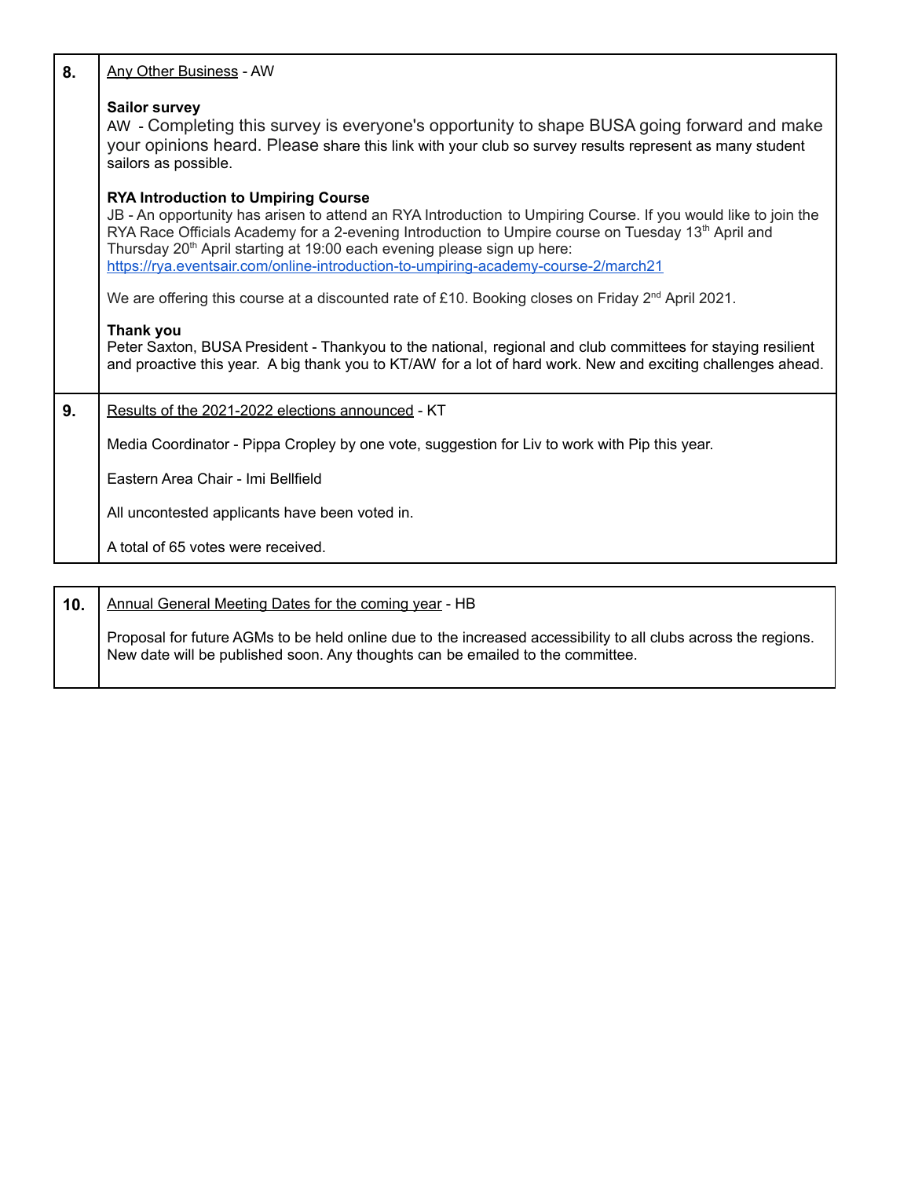| | |
|---|---|
| **8.** | Any Other Business - AW<br><br>**Sailor survey**<br>AW - Completing this survey is everyone's opportunity to shape BUSA going forward and make your opinions heard. Please share this link with your club so survey results represent as many student sailors as possible.<br><br>**RYA Introduction to Umpiring Course**<br>JB - An opportunity has arisen to attend an RYA Introduction to Umpiring Course. If you would like to join the RYA Race Officials Academy for a 2-evening Introduction to Umpire course on Tuesday 13th April and Thursday 20th April starting at 19:00 each evening please sign up here: https://rya.eventsair.com/online-introduction-to-umpiring-academy-course-2/march21<br><br>We are offering this course at a discounted rate of £10. Booking closes on Friday 2nd April 2021.<br><br>**Thank you**<br>Peter Saxton, BUSA President - Thankyou to the national, regional and club committees for staying resilient and proactive this year. A big thank you to KT/AW for a lot of hard work. New and exciting challenges ahead. |
| **9.** | Results of the 2021-2022 elections announced - KT<br><br>Media Coordinator - Pippa Cropley by one vote, suggestion for Liv to work with Pip this year.<br><br>Eastern Area Chair - Imi Bellfield<br><br>All uncontested applicants have been voted in.<br><br>A total of 65 votes were received. |

| | |
|---|---|
| **10.** | Annual General Meeting Dates for the coming year - HB<br><br>Proposal for future AGMs to be held online due to the increased accessibility to all clubs across the regions. New date will be published soon. Any thoughts can be emailed to the committee. |